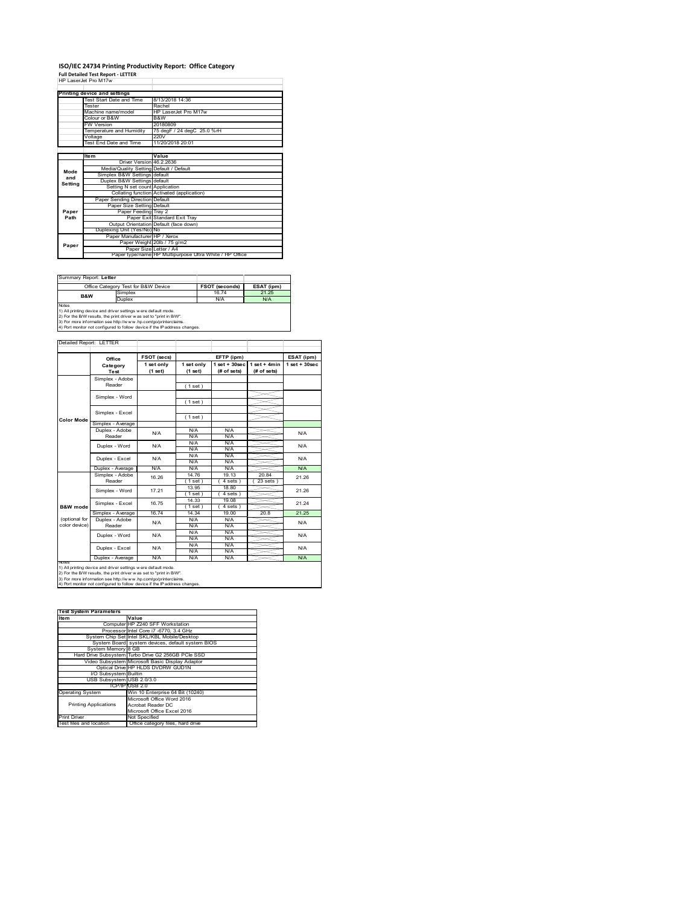# ISO/IEC 24734 Printing Productivity Report: Office Category

**Full Detailed Test Report - LETTER**

HP LaserJet Pro M17w

| Printing device and settings | |
|---|---|
| Test Start Date and Time | 8/13/2018 14:36 |
| Tester | Rachel |
| Machine name/model | HP LaserJet Pro M17w |
| Colour or B&W | B&W |
| FW Version | 20180809 |
| Temperature and Humidity | 75 degF / 24 degC 25.0 %rH |
| Voltage | 220V |
| Test End Date and Time | 11/20/2018 20:01 |

| | Item | Value |
|---|---|---|
| Mode and Setting | Driver Version | 46.2.2636 |
| | Media/Quality Setting | Default / Default |
| | Simplex B&W Settings | default |
| | Duplex B&W Settings | default |
| | Setting N set count | Application |
| | Collating function | Activated (application) |
| Paper Path | Paper Sending Direction | Default |
| | Paper Size Setting | Default |
| | Paper Feeding | Tray 2 |
| | Paper Exit | Standard Exit Tray |
| | Output Orientation | Default (face down) |
| | Duplexing Unit (Yes/No) | No |
| Paper | Paper Manufacturer | HP / Xerox |
| | Paper Weight | 20lb / 75 g/m2 |
| | Paper Size | Letter / A4 |
| | Paper type/name | HP Multipurpose Ultra White / HP Office |

Summary Report: **Letter**

| Office Category Test for B&W Device | | FSOT (seconds) | ESAT (ipm) |
|---|---|---|---|
| B&W | Simplex | 16.74 | 21.25 |
| | Duplex | N/A | N/A |

Notes
1) All printing device and driver settings were default mode.
2) For the B/W results, the print driver was set to "print in B/W".
3) For more information see http://www.hp.com/go/printerclaims.
4) Port monitor not configured to follow device if the IP address changes.

Detailed Report: LETTER

| | Office Category Test | FSOT (secs) 1 set only (1 set) | EFTP (ipm) 1 set only (1 set) | EFTP (ipm) 1 set + 30sec (# of sets) | EFTP (ipm) 1 set + 4min (# of sets) | ESAT (ipm) 1 set + 30sec |
|---|---|---|---|---|---|---|
| Color Mode | Simplex - Adobe Reader | | (1 set) | | | |
| | Simplex - Word | | (1 set) | | | |
| | Simplex - Excel | | (1 set) | | | |
| | Simplex - Average | | | | | |
| | Duplex - Adobe Reader | N/A | N/A<br>N/A | N/A<br>N/A | | N/A |
| | Duplex - Word | N/A | N/A<br>N/A | N/A<br>N/A | | N/A |
| | Duplex - Excel | N/A | N/A<br>N/A | N/A<br>N/A | | N/A |
| | Duplex - Average | N/A | N/A | N/A | | N/A |
| B&W mode (optional for color device) | Simplex - Adobe Reader | 16.26 | 14.76<br>(1 set) | 19.13<br>(4 sets) | 20.84<br>(23 sets) | 21.26 |
| | Simplex - Word | 17.21 | 13.95<br>(1 set) | 18.80<br>(4 sets) | | 21.26 |
| | Simplex - Excel | 16.75 | 14.33<br>(1 set) | 19.08<br>(4 sets) | | 21.24 |
| | Simplex - Average | 16.74 | 14.34 | 19.00 | 20.8 | 21.25 |
| | Duplex - Adobe Reader | N/A | N/A<br>N/A | N/A<br>N/A | | N/A |
| | Duplex - Word | N/A | N/A<br>N/A | N/A<br>N/A | | N/A |
| | Duplex - Excel | N/A | N/A<br>N/A | N/A<br>N/A | | N/A |
| | Duplex - Average | N/A | N/A | N/A | | N/A |

Notes
1) All printing device and driver settings were default mode.
2) For the B/W results, the print driver was set to "print in B/W".
3) For more information see http://www.hp.com/go/printerclaims.
4) Port monitor not configured to follow device if the IP address changes.

| Test System Parameters | |
|---|---|
| Item | Value |
| Computer | HP Z240 SFF Workstation |
| Processor | Intel Core i7 -6770, 3.4 GHz |
| System Chip Set | Intel SKL/KBL Mobile/Desktop |
| System Board | system devices, default system BIOS |
| System Memory | 8 GB |
| Hard Drive Subsystem | Turbo Drive G2 256GB PCIe SSD |
| Video Subsystem | Microsoft Basic Display Adaptor |
| Optical Drive | HP HLDS DVDRW GUD1N |
| I/O Subsystem | Builtin |
| USB Subsystem | USB 2.0/3.0 |
| TCP/IP | USB 2.0 |
| Operating System | Win 10 Enterprise 64 Bit (10240) |
| Printing Applications | Microsoft Office Word 2016<br>Acrobat Reader DC<br>Microsoft Office Excel 2016 |
| Print Driver | Not Specified |
| Test files and location | Office category files, hard drive |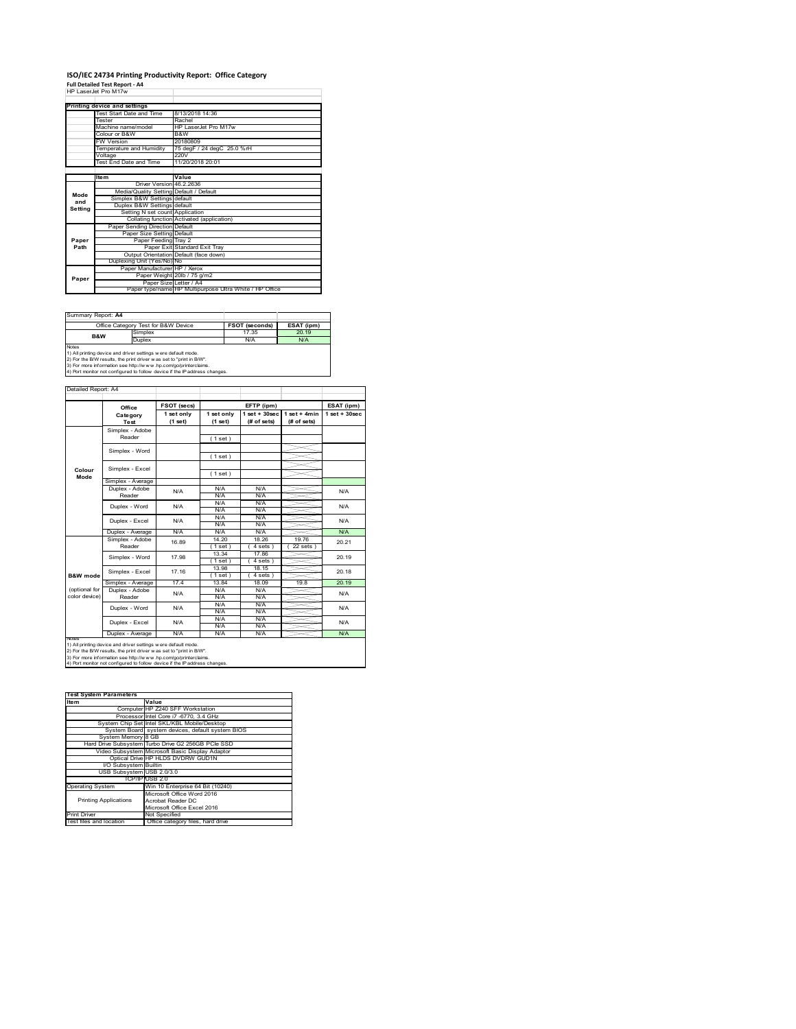# ISO/IEC 24734 Printing Productivity Report: Office Category

**Full Detailed Test Report - A4**

HP LaserJet Pro M17w

| Printing device and settings | |
|---|---|
| Test Start Date and Time | 8/13/2018 14:36 |
| Tester | Rachel |
| Machine name/model | HP LaserJet Pro M17w |
| Colour or B&W | B&W |
| FW Version | 20180809 |
| Temperature and Humidity | 75 degF / 24 degC 25.0 %rH |
| Voltage | 220V |
| Test End Date and Time | 11/20/2018 20:01 |

| | Item | Value |
|---|---|---|
| Mode and Setting | Driver Version | 46.2.2636 |
| | Media/Quality Setting | Default / Default |
| | Simplex B&W Settings | default |
| | Duplex B&W Settings | default |
| | Setting N set count | Application |
| | Collating function | Activated (application) |
| Paper Path | Paper Sending Direction | Default |
| | Paper Size Setting | Default |
| | Paper Feeding | Tray 2 |
| | Paper Exit | Standard Exit Tray |
| | Output Orientation | Default (face down) |
| | Duplexing Unit (Yes/No) | No |
| Paper | Paper Manufacturer | HP / Xerox |
| | Paper Weight | 20lb / 75 g/m2 |
| | Paper Size | Letter / A4 |
| | Paper type/name | HP Multipurpose Ultra White / HP Office |

Summary Report: **A4**

| Office Category Test for B&W Device | | FSOT (seconds) | ESAT (ipm) |
|---|---|---|---|
| B&W | Simplex | 17.35 | 20.19 |
| | Duplex | N/A | N/A |

Notes
1) All printing device and driver settings were default mode.
2) For the B/W results, the print driver was set to "print in B/W".
3) For more information see http://www.hp.com/go/printerclaims.
4) Port monitor not configured to follow device if the IP address changes.

Detailed Report: A4

| | Office Category Test | FSOT (secs) 1 set only (1 set) | EFTP (ipm) 1 set only (1 set) | EFTP (ipm) 1 set + 30sec (# of sets) | EFTP (ipm) 1 set + 4min (# of sets) | ESAT (ipm) 1 set + 30sec |
|---|---|---|---|---|---|---|
| Colour Mode | Simplex - Adobe Reader | | (1 set) | | | |
| | Simplex - Word | | (1 set) | | | |
| | Simplex - Excel | | (1 set) | | | |
| | Simplex - Average | | | | | |
| | Duplex - Adobe Reader | N/A | N/A / N/A | N/A / N/A | | N/A |
| | Duplex - Word | N/A | N/A / N/A | N/A / N/A | | N/A |
| | Duplex - Excel | N/A | N/A / N/A | N/A / N/A | | N/A |
| | Duplex - Average | N/A | N/A | N/A | | N/A |
| B&W mode (optional for color device) | Simplex - Adobe Reader | 16.89 | 14.20 (1 set) | 18.26 (4 sets) | 19.76 (22 sets) | 20.21 |
| | Simplex - Word | 17.98 | 13.34 (1 set) | 17.86 (4 sets) | | 20.19 |
| | Simplex - Excel | 17.16 | 13.98 (1 set) | 18.15 (4 sets) | | 20.18 |
| | Simplex - Average | 17.4 | 13.84 | 18.09 | 19.8 | 20.19 |
| | Duplex - Adobe Reader | N/A | N/A / N/A | N/A / N/A | | N/A |
| | Duplex - Word | N/A | N/A / N/A | N/A / N/A | | N/A |
| | Duplex - Excel | N/A | N/A / N/A | N/A / N/A | | N/A |
| | Duplex - Average | N/A | N/A | N/A | | N/A |

Notes
1) All printing device and driver settings were default mode.
2) For the B/W results, the print driver was set to "print in B/W".
3) For more information see http://www.hp.com/go/printerclaims.
4) Port monitor not configured to follow device if the IP address changes.

| Test System Parameters | |
|---|---|
| Item | Value |
| Computer | HP Z240 SFF Workstation |
| Processor | Intel Core i7 -6770, 3.4 GHz |
| System Chip Set | Intel SKL/KBL Mobile/Desktop |
| System Board | system devices, default system BIOS |
| System Memory | 8 GB |
| Hard Drive Subsystem | Turbo Drive G2 256GB PCIe SSD |
| Video Subsystem | Microsoft Basic Display Adaptor |
| Optical Drive | HP HLDS DVDRW GUD1N |
| I/O Subsystem | Builtin |
| USB Subsystem | USB 2.0/3.0 |
| TCP/IP | USB 2.0 |
| Operating System | Win 10 Enterprise 64 Bit (10240) |
| Printing Applications | Microsoft Office Word 2016<br>Acrobat Reader DC<br>Microsoft Office Excel 2016 |
| Print Driver | Not Specified |
| Test files and location | Office category files, hard drive |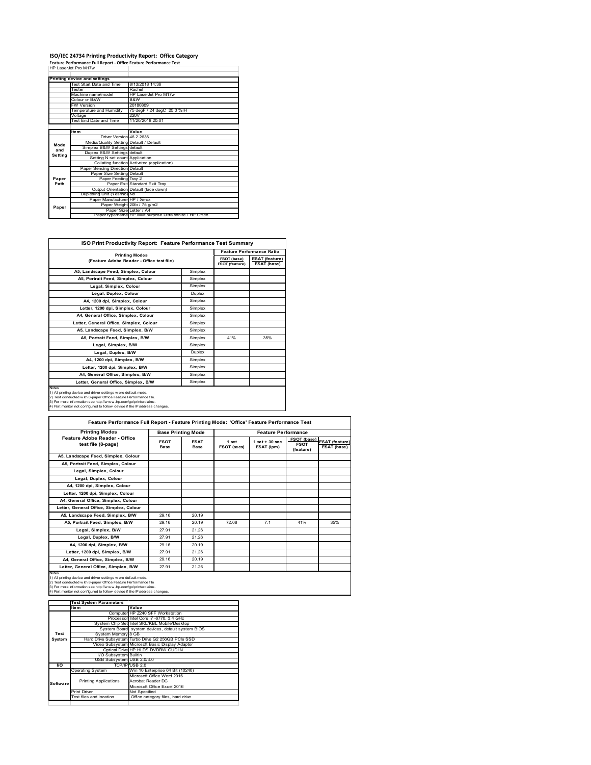# ISO/IEC 24734 Printing Productivity Report: Office Category

**Feature Performance Full Report - Office Feature Performance Test**

HP LaserJet Pro M17w

| | Printing device and settings | |
|---|---|---|
| | Test Start Date and Time | 8/13/2018 14:36 |
| | Tester | Rachel |
| | Machine name/model | HP LaserJet Pro M17w |
| | Colour or B&W | B&W |
| | FW Version | 20180809 |
| | Temperature and Humidity | 75 degF / 24 degC 25.0 %rH |
| | Voltage | 220V |
| | Test End Date and Time | 11/20/2018 20:01 |

| | Item | Value |
|---|---|---|
| Mode and Setting | Driver Version | 46.2.2636 |
| | Media/Quality Setting | Default / Default |
| | Simplex B&W Settings | default |
| | Duplex B&W Settings | default |
| | Setting N set count | Application |
| | Collating function | Activated (application) |
| Paper Path | Paper Sending Direction | Default |
| | Paper Size Setting | Default |
| | Paper Feeding | Tray 2 |
| | Paper Exit | Standard Exit Tray |
| | Output Orientation | Default (face down) |
| | Duplexing Unit (Yes/No) | No |
| Paper | Paper Manufacturer | HP / Xerox |
| | Paper Weight | 20lb / 75 g/m2 |
| | Paper Size | Letter / A4 |
| | Paper type/name | HP Multipurpose Ultra White / HP Office |

**ISO Print Productivity Report: Feature Performance Test Summary**

| Printing Modes (Feature Adobe Reader - Office test file) | | Feature Performance Ratio FSOT (base) / FSOT (feature) | ESAT (feature) / ESAT (base) |
|---|---|---|---|
| A5, Landscape Feed, Simplex, Colour | Simplex | | |
| A5, Portrait Feed, Simplex, Colour | Simplex | | |
| Legal, Simplex, Colour | Simplex | | |
| Legal, Duplex, Colour | Duplex | | |
| A4, 1200 dpi, Simplex, Colour | Simplex | | |
| Letter, 1200 dpi, Simplex, Colour | Simplex | | |
| A4, General Office, Simplex, Colour | Simplex | | |
| Letter, General Office, Simplex, Colour | Simplex | | |
| A5, Landscape Feed, Simplex, B/W | Simplex | | |
| A5, Portrait Feed, Simplex, B/W | Simplex | 41% | 35% |
| Legal, Simplex, B/W | Simplex | | |
| Legal, Duplex, B/W | Duplex | | |
| A4, 1200 dpi, Simplex, B/W | Simplex | | |
| Letter, 1200 dpi, Simplex, B/W | Simplex | | |
| A4, General Office, Simplex, B/W | Simplex | | |
| Letter, General Office, Simplex, B/W | Simplex | | |

Notes
1) All printing device and driver settings were default mode.
2) Test conducted with 8-paper Office Feature Performance file.
3) For more information see http://www.hp.com/go/printerclaims.
4) Port monitor not configured to follow device if the IP address changes.

**Feature Performance Full Report - Feature Printing Mode: 'Office' Feature Performance Test**

| Printing Modes Feature Adobe Reader - Office test file (8-page) | Base Printing Mode FSOT Base | ESAT Base | Feature Performance 1 set FSOT (secs) | 1 set + 30 sec ESAT (ipm) | FSOT (base) / FSOT (feature) | ESAT (feature) / ESAT (base) |
|---|---|---|---|---|---|---|
| A5, Landscape Feed, Simplex, Colour | | | | | | |
| A5, Portrait Feed, Simplex, Colour | | | | | | |
| Legal, Simplex, Colour | | | | | | |
| Legal, Duplex, Colour | | | | | | |
| A4, 1200 dpi, Simplex, Colour | | | | | | |
| Letter, 1200 dpi, Simplex, Colour | | | | | | |
| A4, General Office, Simplex, Colour | | | | | | |
| Letter, General Office, Simplex, Colour | | | | | | |
| A5, Landscape Feed, Simplex, B/W | 29.16 | 20.19 | | | | |
| A5, Portrait Feed, Simplex, B/W | 29.16 | 20.19 | 72.08 | 7.1 | 41% | 35% |
| Legal, Simplex, B/W | 27.91 | 21.26 | | | | |
| Legal, Duplex, B/W | 27.91 | 21.26 | | | | |
| A4, 1200 dpi, Simplex, B/W | 29.16 | 20.19 | | | | |
| Letter, 1200 dpi, Simplex, B/W | 27.91 | 21.26 | | | | |
| A4, General Office, Simplex, B/W | 29.16 | 20.19 | | | | |
| Letter, General Office, Simplex, B/W | 27.91 | 21.26 | | | | |

Notes
1) All printing device and driver settings were default mode.
2) Test conducted with 8-paper Office Feature Performance file
3) For more information see http://www.hp.com/go/printerclaims.
4) Port monitor not configured to follow device if the IP address changes.

| | Test System Parameters | |
|---|---|---|
| | Item | Value |
| Test System | Computer | HP Z240 SFF Workstation |
| | Processor | Intel Core i7 -6770, 3.4 GHz |
| | System Chip Set | Intel SKL/KBL Mobile/Desktop |
| | System Board | system devices, default system BIOS |
| | System Memory | 8 GB |
| | Hard Drive Subsystem | Turbo Drive G2 256GB PCIe SSD |
| | Video Subsystem | Microsoft Basic Display Adaptor |
| | Optical Drive | HP HLDS DVDRW GUD1N |
| | I/O Subsystem | Builtin |
| | USB Subsystem | USB 2.0/3.0 |
| I/O | TCP/IP | USB 2.0 |
| Software | Operating System | Win 10 Enterprise 64 Bit (10240) |
| | Printing Applications | Microsoft Office Word 2016<br>Acrobat Reader DC<br>Microsoft Office Excel 2016 |
| | Print Driver | Not Specified |
| | Test files and location | Office category files, hard drive |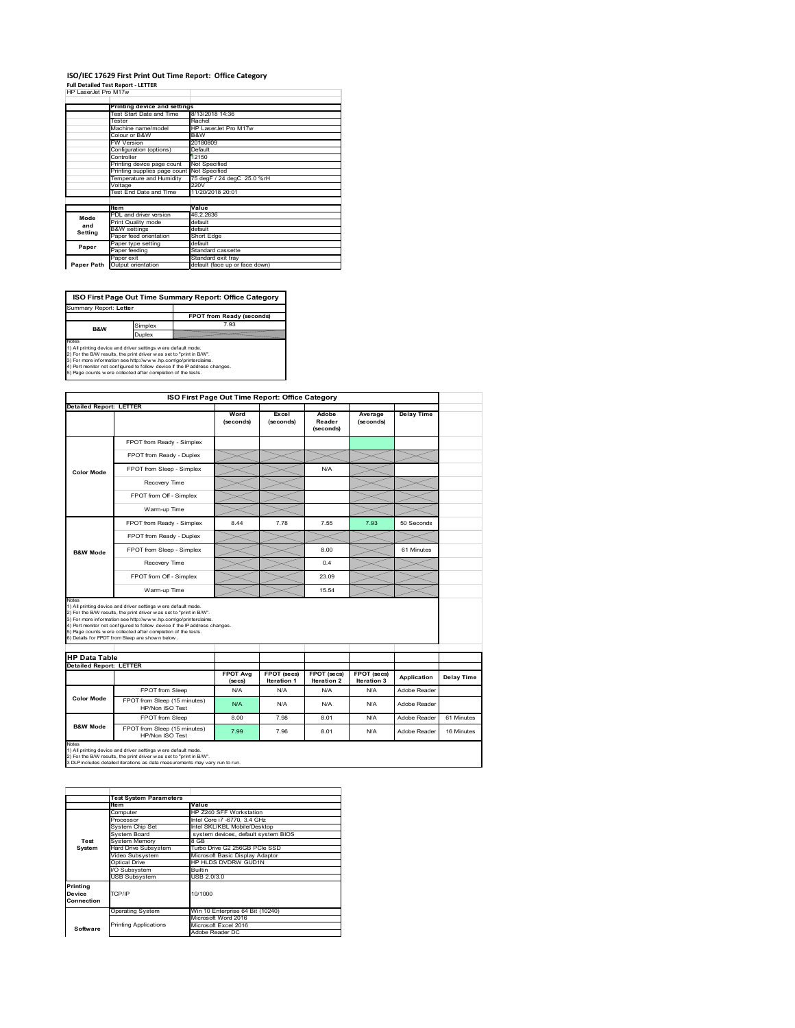# ISO/IEC 17629 First Print Out Time Report: Office Category

**Full Detailed Test Report - LETTER**

HP LaserJet Pro M17w

| | Printing device and settings | |
|---|---|---|
| | Test Start Date and Time | 8/13/2018 14:36 |
| | Tester | Rachel |
| | Machine name/model | HP LaserJet Pro M17w |
| | Colour or B&W | B&W |
| | FW Version | 20180809 |
| | Configuration (options) | Default |
| | Controller | 12150 |
| | Printing device page count | Not Specified |
| | Printing supplies page count | Not Specified |
| | Temperature and Humidity | 75 degF / 24 degC 25.0 %rH |
| | Voltage | 220V |
| | Test End Date and Time | 11/20/2018 20:01 |

| | Item | Value |
|---|---|---|
| Mode and Setting | PDL and driver version | 46.2.2636 |
| | Print Quality mode | default |
| | B&W settings | default |
| | Paper feed orientation | Short Edge |
| Paper | Paper type setting | default |
| | Paper feeding | Standard cassette |
| | Paper exit | Standard exit tray |
| Paper Path | Output orientation | default (face up or face down) |

**ISO First Page Out Time Summary Report: Office Category**

| Summary Report: Letter | | |
|---|---|---|
| | | FPOT from Ready (seconds) |
| B&W | Simplex | 7.93 |
| | Duplex | |

Notes
1) All printing device and driver settings were default mode.
2) For the B/W results, the print driver was set to "print in B/W".
3) For more information see http://www.hp.com/go/printerclaims.
4) Port monitor not configured to follow device if the IP address changes.
5) Page counts were collected after completion of the tests.

**ISO First Page Out Time Report: Office Category**

| Detailed Report: LETTER | | Word (seconds) | Excel (seconds) | Adobe Reader (seconds) | Average (seconds) | Delay Time |
|---|---|---|---|---|---|---|
| Color Mode | FPOT from Ready - Simplex | | | | | |
| | FPOT from Ready - Duplex | | | | | |
| | FPOT from Sleep - Simplex | | | N/A | | |
| | Recovery Time | | | | | |
| | FPOT from Off - Simplex | | | | | |
| | Warm-up Time | | | | | |
| B&W Mode | FPOT from Ready - Simplex | 8.44 | 7.78 | 7.55 | 7.93 | 50 Seconds |
| | FPOT from Ready - Duplex | | | | | |
| | FPOT from Sleep - Simplex | | | 8.00 | | 61 Minutes |
| | Recovery Time | | | 0.4 | | |
| | FPOT from Off - Simplex | | | 23.09 | | |
| | Warm-up Time | | | 15.54 | | |

Notes
1) All printing device and driver settings were default mode.
2) For the B/W results, the print driver was set to "print in B/W".
3) For more information see http://www.hp.com/go/printerclaims.
4) Port monitor not configured to follow device if the IP address changes.
5) Page counts were collected after completion of the tests.
6) Details for FPOT from Sleep are shown below.

**HP Data Table**

| Detailed Report: LETTER | | FPOT Avg (secs) | FPOT (secs) Iteration 1 | FPOT (secs) Iteration 2 | FPOT (secs) Iteration 3 | Application | Delay Time |
|---|---|---|---|---|---|---|---|
| Color Mode | FPOT from Sleep | N/A | N/A | N/A | N/A | Adobe Reader | |
| | FPOT from Sleep (15 minutes) HP/Non ISO Test | N/A | N/A | N/A | N/A | Adobe Reader | |
| B&W Mode | FPOT from Sleep | 8.00 | 7.98 | 8.01 | N/A | Adobe Reader | 61 Minutes |
| | FPOT from Sleep (15 minutes) HP/Non ISO Test | 7.99 | 7.96 | 8.01 | N/A | Adobe Reader | 16 Minutes |

Notes
1) All printing device and driver settings were default mode.
2) For the B/W results, the print driver was set to "print in B/W".
3 DLP includes detailed iterations as data measurements may vary run to run.

| | Test System Parameters | |
|---|---|---|
| | Item | Value |
| Test System | Computer | HP Z240 SFF Workstation |
| | Processor | Intel Core i7 -6770, 3.4 GHz |
| | System Chip Set | Intel SKL/KBL Mobile/Desktop |
| | System Board | system devices, default system BIOS |
| | System Memory | 8 GB |
| | Hard Drive Subsystem | Turbo Drive G2 256GB PCIe SSD |
| | Video Subsystem | Microsoft Basic Display Adaptor |
| | Optical Drive | HP HLDS DVDRW GUD1N |
| | I/O Subsystem | Builtin |
| | USB Subsystem | USB 2.0/3.0 |
| Printing Device Connection | TCP/IP | 10/1000 |
| Software | Operating System | Win 10 Enterprise 64 Bit (10240) |
| | Printing Applications | Microsoft Word 2016 |
| | | Microsoft Excel 2016 |
| | | Adobe Reader DC |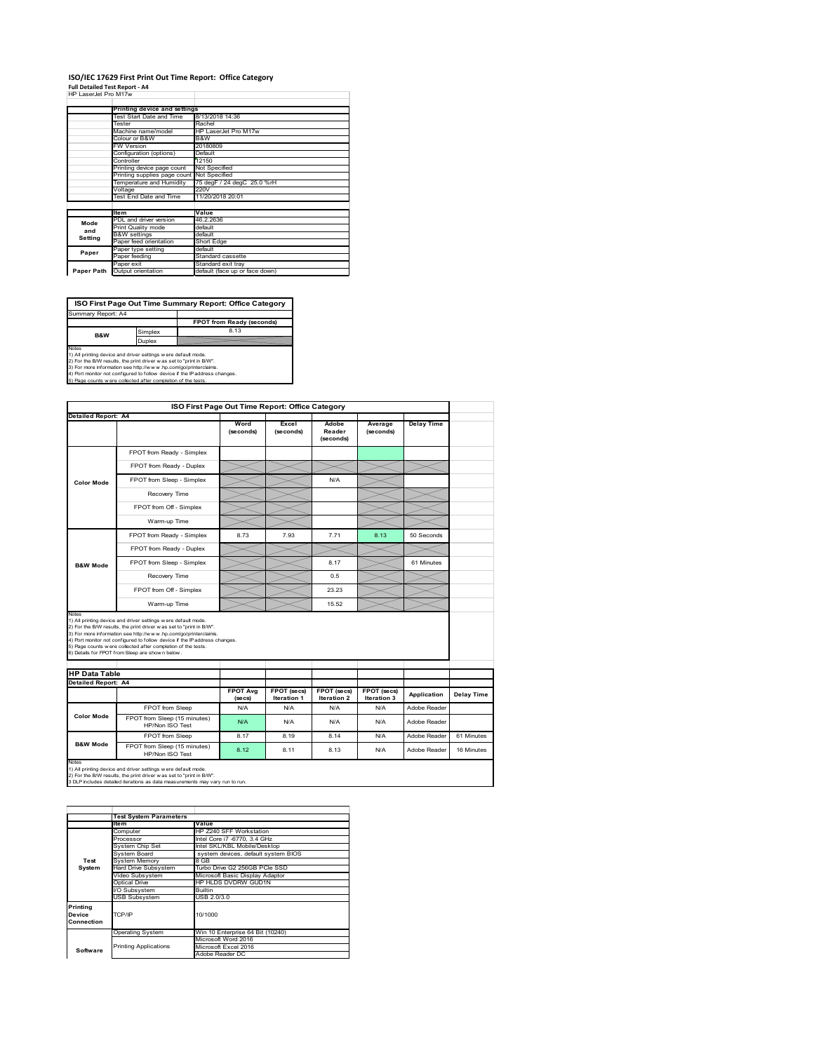# ISO/IEC 17629 First Print Out Time Report: Office Category

**Full Detailed Test Report - A4**

HP LaserJet Pro M17w

| | | |
|---|---|---|
| | **Printing device and settings** | |
| | Test Start Date and Time | 8/13/2018 14:36 |
| | Tester | Rachel |
| | Machine name/model | HP LaserJet Pro M17w |
| | Colour or B&W | B&W |
| | FW Version | 20180809 |
| | Configuration (options) | Default |
| | Controller | 12150 |
| | Printing device page count | Not Specified |
| | Printing supplies page count | Not Specified |
| | Temperature and Humidity | 75 degF / 24 degC 25.0 %rH |
| | Voltage | 220V |
| | Test End Date and Time | 11/20/2018 20:01 |
| | | |
| | **Item** | **Value** |
| Mode and Setting | PDL and driver version | 46.2.2636 |
| | Print Quality mode | default |
| | B&W settings | default |
| | Paper feed orientation | Short Edge |
| Paper | Paper type setting | default |
| | Paper feeding | Standard cassette |
| | Paper exit | Standard exit tray |
| Paper Path | Output orientation | default (face up or face down) |

**ISO First Page Out Time Summary Report: Office Category**

| Summary Report: A4 | | |
|---|---|---|
| | | **FPOT from Ready (seconds)** |
| B&W | Simplex | 8.13 |
| | Duplex | |

Notes
1) All printing device and driver settings were default mode.
2) For the B/W results, the print driver was set to "print in B/W".
3) For more information see http://www.hp.com/go/printerclaims.
4) Port monitor not configured to follow device if the IP address changes.
5) Page counts were collected after completion of the tests.

**ISO First Page Out Time Report: Office Category**

| Detailed Report: A4 | | Word (seconds) | Excel (seconds) | Adobe Reader (seconds) | Average (seconds) | Delay Time |
|---|---|---|---|---|---|---|
| Color Mode | FPOT from Ready - Simplex | | | | | |
| | FPOT from Ready - Duplex | | | | | |
| | FPOT from Sleep - Simplex | | | N/A | | |
| | Recovery Time | | | | | |
| | FPOT from Off - Simplex | | | | | |
| | Warm-up Time | | | | | |
| B&W Mode | FPOT from Ready - Simplex | 8.73 | 7.93 | 7.71 | 8.13 | 50 Seconds |
| | FPOT from Ready - Duplex | | | | | |
| | FPOT from Sleep - Simplex | | | 8.17 | | 61 Minutes |
| | Recovery Time | | | 0.5 | | |
| | FPOT from Off - Simplex | | | 23.23 | | |
| | Warm-up Time | | | 15.52 | | |

Notes
1) All printing device and driver settings were default mode.
2) For the B/W results, the print driver was set to "print in B/W".
3) For more information see http://www.hp.com/go/printerclaims.
4) Port monitor not configured to follow device if the IP address changes.
5) Page counts were collected after completion of the tests.
6) Details for FPOT from Sleep are shown below.

**HP Data Table**

| Detailed Report: A4 | | FPOT Avg (secs) | FPOT (secs) Iteration 1 | FPOT (secs) Iteration 2 | FPOT (secs) Iteration 3 | Application | Delay Time |
|---|---|---|---|---|---|---|---|
| Color Mode | FPOT from Sleep | N/A | N/A | N/A | N/A | Adobe Reader | |
| | FPOT from Sleep (15 minutes) HP/Non ISO Test | N/A | N/A | N/A | N/A | Adobe Reader | |
| B&W Mode | FPOT from Sleep | 8.17 | 8.19 | 8.14 | N/A | Adobe Reader | 61 Minutes |
| | FPOT from Sleep (15 minutes) HP/Non ISO Test | 8.12 | 8.11 | 8.13 | N/A | Adobe Reader | 16 Minutes |

Notes
1) All printing device and driver settings were default mode.
2) For the B/W results, the print driver was set to "print in B/W".
3 DLP includes detailed iterations as data measurements may vary run to run.

| | **Test System Parameters** | |
|---|---|---|
| | **Item** | **Value** |
| Test System | Computer | HP Z240 SFF Workstation |
| | Processor | Intel Core i7 -6770, 3.4 GHz |
| | System Chip Set | Intel SKL/KBL Mobile/Desktop |
| | System Board | system devices, default system BIOS |
| | System Memory | 8 GB |
| | Hard Drive Subsystem | Turbo Drive G2 256GB PCIe SSD |
| | Video Subsystem | Microsoft Basic Display Adaptor |
| | Optical Drive | HP HLDS DVDRW GUD1N |
| | I/O Subsystem | Builtin |
| | USB Subsystem | USB 2.0/3.0 |
| Printing Device Connection | TCP/IP | 10/1000 |
| Software | Operating System | Win 10 Enterprise 64 Bit (10240) |
| | Printing Applications | Microsoft Word 2016 |
| | | Microsoft Excel 2016 |
| | | Adobe Reader DC |